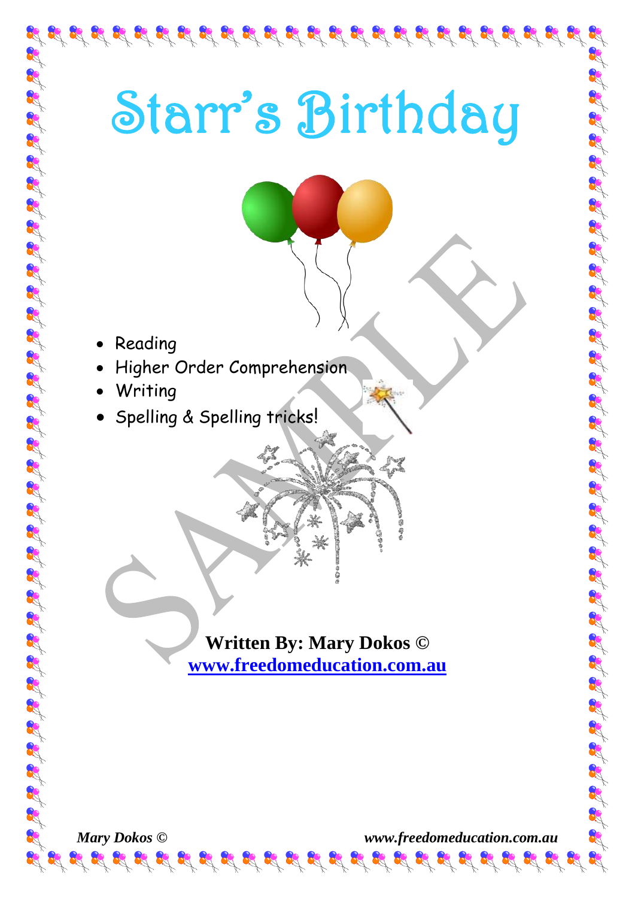# Starr's Birthday

- Reading
- Higher Order Comprehension
- Writing
- Spelling & Spelling tricks!

**Written By: Mary Dokos ©**

**www.freedomeducation.com.au**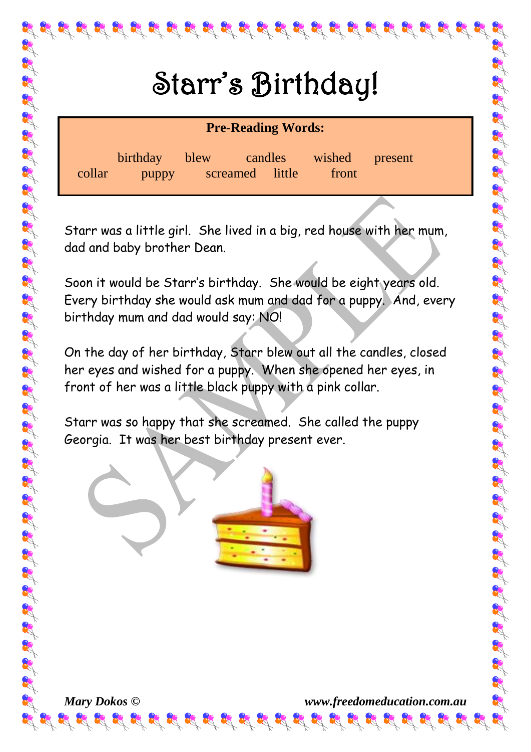# Starr's Birthday!

**Pre-Reading Words:**

birthday blew candles wished present
collar puppy screamed little front

Starr was a little girl. She lived in a big, red house with her mum, dad and baby brother Dean.

Soon it would be Starr's birthday. She would be eight years old. Every birthday she would ask mum and dad for a puppy. And, every birthday mum and dad would say: NO!

On the day of her birthday, Starr blew out all the candles, closed her eyes and wished for a puppy. When she opened her eyes, in front of her was a little black puppy with a pink collar.

Starr was so happy that she screamed. She called the puppy Georgia. It was her best birthday present ever.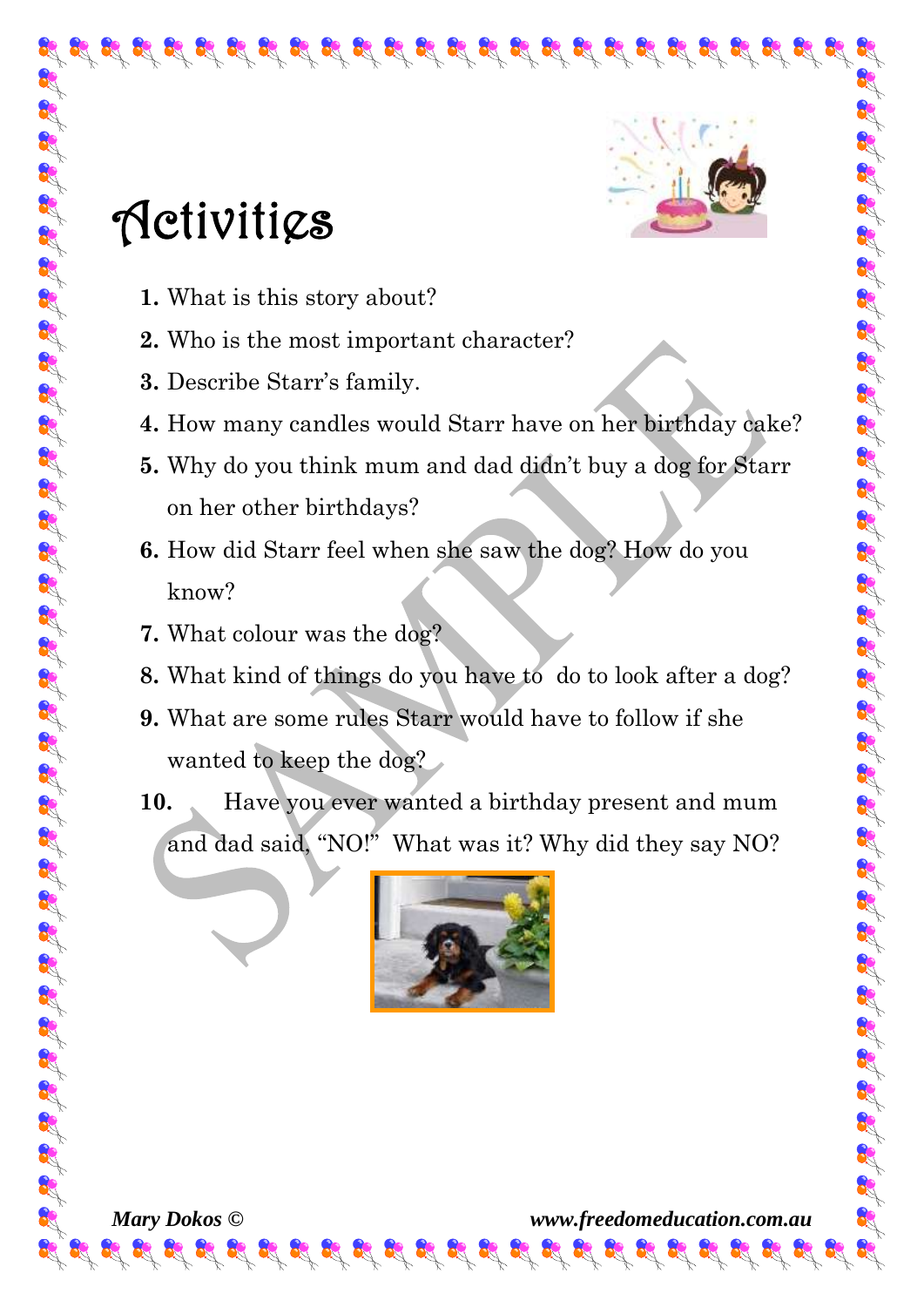# Activities

1. What is this story about?
2. Who is the most important character?
3. Describe Starr's family.
4. How many candles would Starr have on her birthday cake?
5. Why do you think mum and dad didn't buy a dog for Starr on her other birthdays?
6. How did Starr feel when she saw the dog? How do you know?
7. What colour was the dog?
8. What kind of things do you have to do to look after a dog?
9. What are some rules Starr would have to follow if she wanted to keep the dog?
10. Have you ever wanted a birthday present and mum and dad said, "NO!" What was it? Why did they say NO?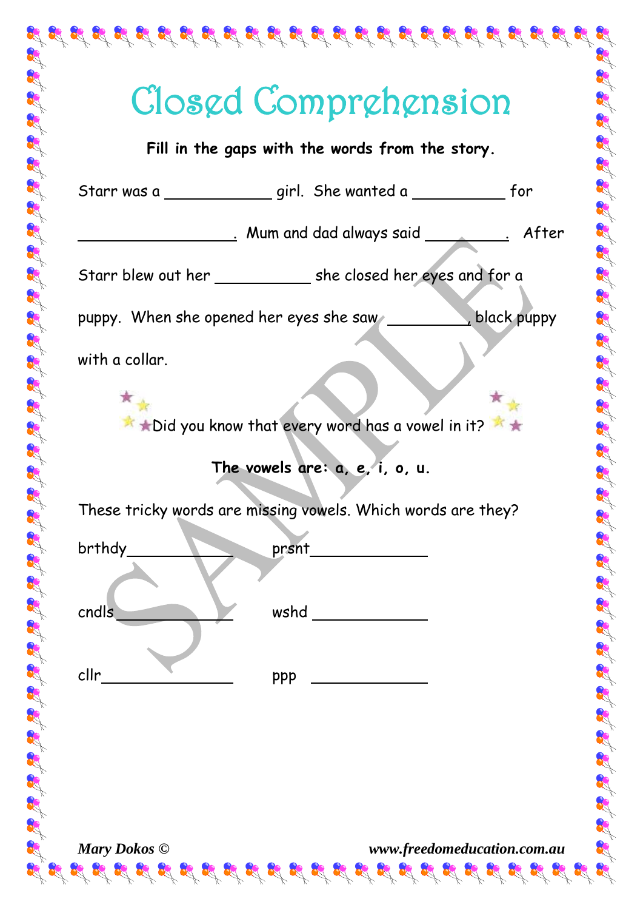# Closed Comprehension

**Fill in the gaps with the words from the story.**

Starr was a ___________ girl. She wanted a __________ for _________________. Mum and dad always said _________. After Starr blew out her __________ she closed her eyes and for a puppy. When she opened her eyes she saw _________, black puppy with a collar.

Did you know that every word has a vowel in it?

**The vowels are: a, e, i, o, u.**

These tricky words are missing vowels. Which words are they?

brthdy____________ prsnt_____________

cndls_____________ wshd _____________

cllr_______________ ppp _____________

*Mary Dokos ©* ***www.freedomeducation.com.au***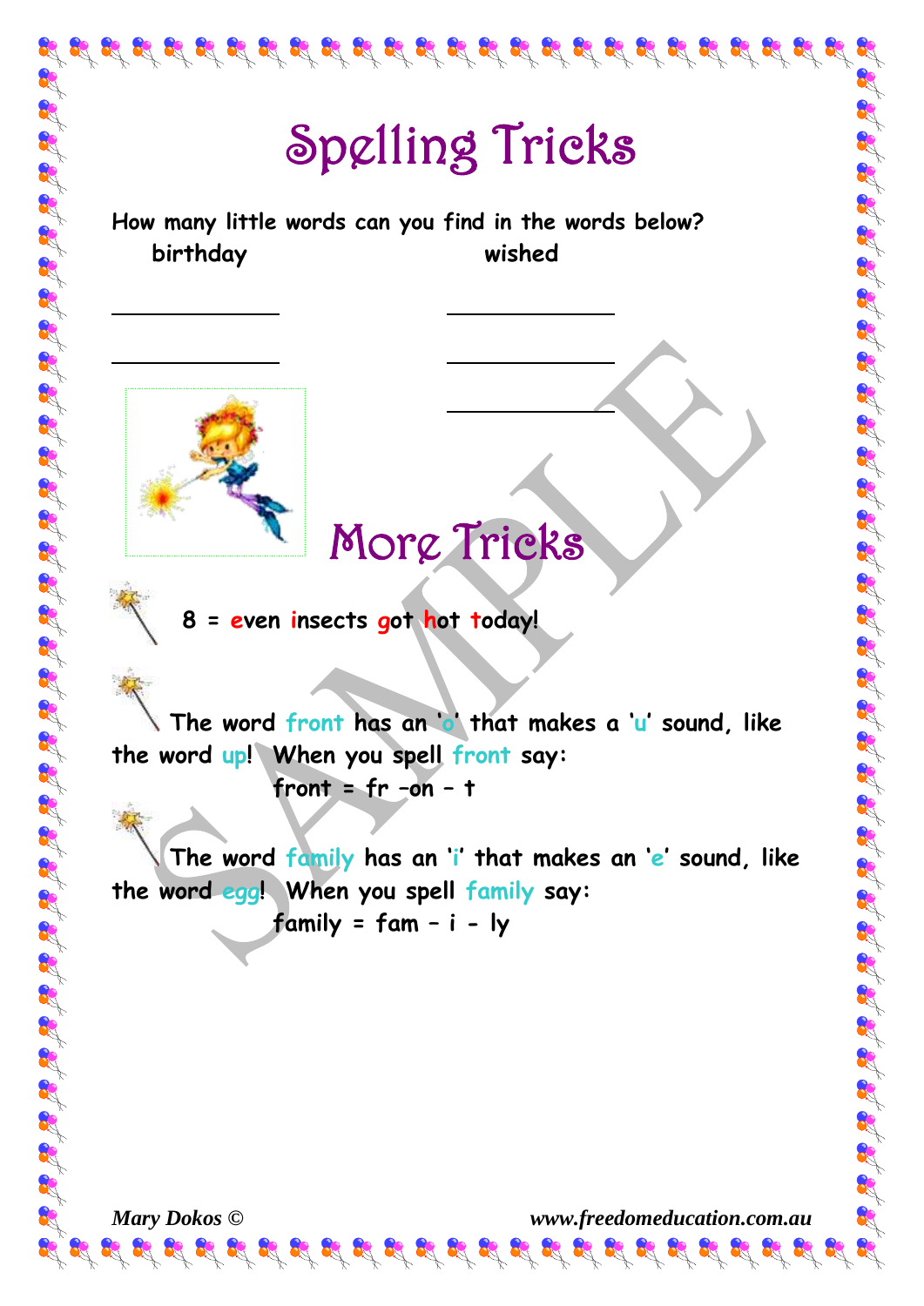# Spelling Tricks

**How many little words can you find in the words below?**

**birthday** | **wished**

_______________ _______________

_______________ _______________

_______________

# More Tricks

**8 = even insects got hot today!**

**The word front has an 'o' that makes a 'u' sound, like the word up! When you spell front say:**

**front = fr –on – t**

**The word family has an 'i' that makes an 'e' sound, like the word egg! When you spell family say:**

**family = fam – i - ly**

*Mary Dokos ©* *www.freedomeducation.com.au*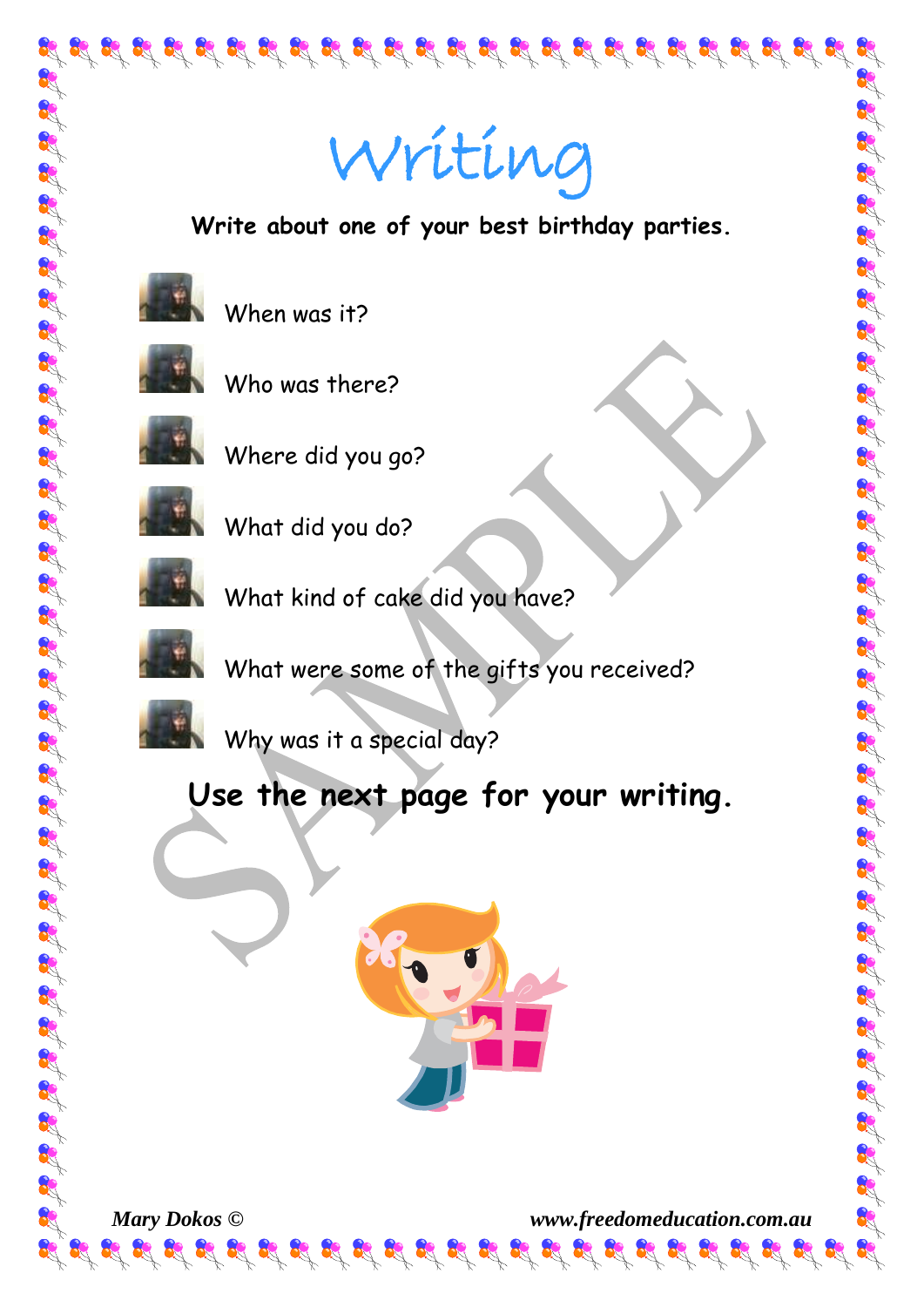# Writing

**Write about one of your best birthday parties.**

- When was it?
- Who was there?
- Where did you go?
- What did you do?
- What kind of cake did you have?
- What were some of the gifts you received?
- Why was it a special day?

**Use the next page for your writing.**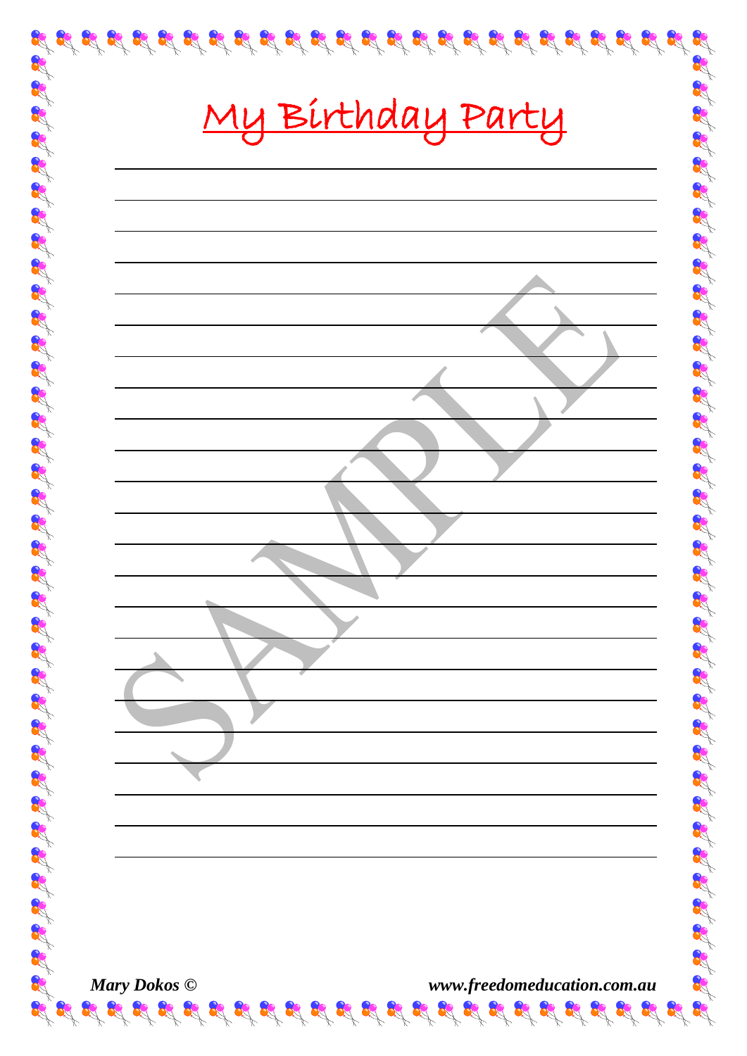# My Birthday Party

SAMPLE

*Mary Dokos ©* *www.freedomeducation.com.au*